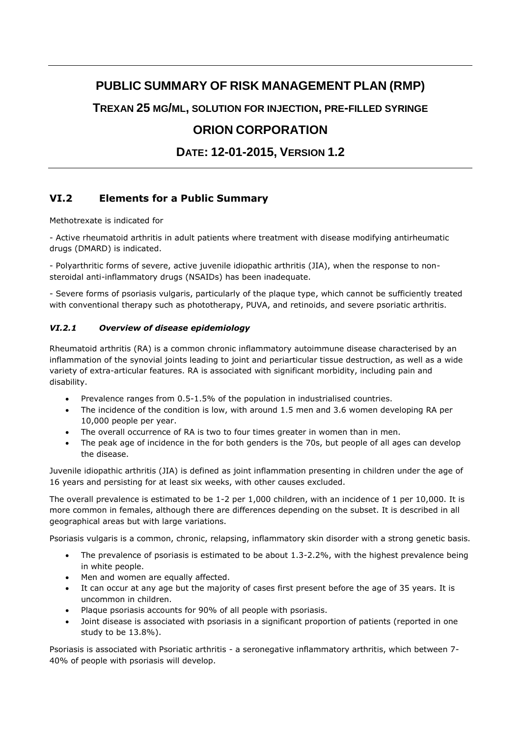# PUBLIC SUMMARY OF RISK MANAGEMENT PLAN (RMP)

## TREXAN 25 MG/ML, SOLUTION FOR INJECTION, PRE-FILLED SYRINGE

## ORION CORPORATION

## DATE: 12-01-2015, VERSION 1.2

## VI.2 Elements for a Public Summary

Methotrexate is indicated for

- Active rheumatoid arthritis in adult patients where treatment with disease modifying antirheumatic drugs (DMARD) is indicated.

- Polyarthritic forms of severe, active juvenile idiopathic arthritis (JIA), when the response to non-steroidal anti-inflammatory drugs (NSAIDs) has been inadequate.

- Severe forms of psoriasis vulgaris, particularly of the plaque type, which cannot be sufficiently treated with conventional therapy such as phototherapy, PUVA, and retinoids, and severe psoriatic arthritis.

### *VI.2.1 Overview of disease epidemiology*

Rheumatoid arthritis (RA) is a common chronic inflammatory autoimmune disease characterised by an inflammation of the synovial joints leading to joint and periarticular tissue destruction, as well as a wide variety of extra-articular features. RA is associated with significant morbidity, including pain and disability.

- Prevalence ranges from 0.5-1.5% of the population in industrialised countries.
- The incidence of the condition is low, with around 1.5 men and 3.6 women developing RA per 10,000 people per year.
- The overall occurrence of RA is two to four times greater in women than in men.
- The peak age of incidence in the for both genders is the 70s, but people of all ages can develop the disease.

Juvenile idiopathic arthritis (JIA) is defined as joint inflammation presenting in children under the age of 16 years and persisting for at least six weeks, with other causes excluded.

The overall prevalence is estimated to be 1-2 per 1,000 children, with an incidence of 1 per 10,000. It is more common in females, although there are differences depending on the subset. It is described in all geographical areas but with large variations.

Psoriasis vulgaris is a common, chronic, relapsing, inflammatory skin disorder with a strong genetic basis.

- The prevalence of psoriasis is estimated to be about 1.3-2.2%, with the highest prevalence being in white people.
- Men and women are equally affected.
- It can occur at any age but the majority of cases first present before the age of 35 years. It is uncommon in children.
- Plaque psoriasis accounts for 90% of all people with psoriasis.
- Joint disease is associated with psoriasis in a significant proportion of patients (reported in one study to be 13.8%).

Psoriasis is associated with Psoriatic arthritis - a seronegative inflammatory arthritis, which between 7-40% of people with psoriasis will develop.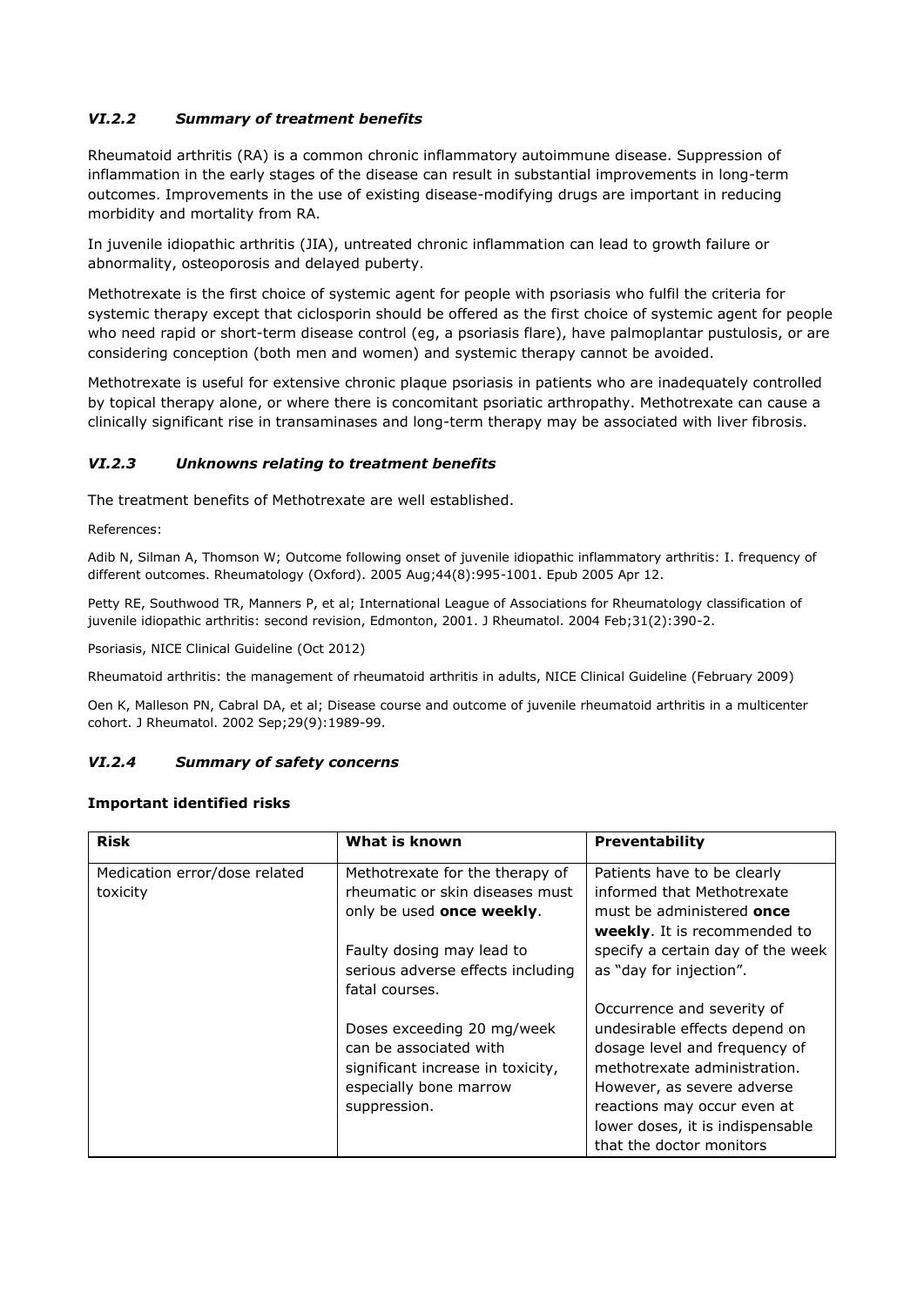### *VI.2.2 Summary of treatment benefits*

Rheumatoid arthritis (RA) is a common chronic inflammatory autoimmune disease. Suppression of inflammation in the early stages of the disease can result in substantial improvements in long-term outcomes. Improvements in the use of existing disease-modifying drugs are important in reducing morbidity and mortality from RA.

In juvenile idiopathic arthritis (JIA), untreated chronic inflammation can lead to growth failure or abnormality, osteoporosis and delayed puberty.

Methotrexate is the first choice of systemic agent for people with psoriasis who fulfil the criteria for systemic therapy except that ciclosporin should be offered as the first choice of systemic agent for people who need rapid or short-term disease control (eg, a psoriasis flare), have palmoplantar pustulosis, or are considering conception (both men and women) and systemic therapy cannot be avoided.

Methotrexate is useful for extensive chronic plaque psoriasis in patients who are inadequately controlled by topical therapy alone, or where there is concomitant psoriatic arthropathy. Methotrexate can cause a clinically significant rise in transaminases and long-term therapy may be associated with liver fibrosis.

### *VI.2.3 Unknowns relating to treatment benefits*

The treatment benefits of Methotrexate are well established.

References:

Adib N, Silman A, Thomson W; Outcome following onset of juvenile idiopathic inflammatory arthritis: I. frequency of different outcomes. Rheumatology (Oxford). 2005 Aug;44(8):995-1001. Epub 2005 Apr 12.

Petty RE, Southwood TR, Manners P, et al; International League of Associations for Rheumatology classification of juvenile idiopathic arthritis: second revision, Edmonton, 2001. J Rheumatol. 2004 Feb;31(2):390-2.

Psoriasis, NICE Clinical Guideline (Oct 2012)

Rheumatoid arthritis: the management of rheumatoid arthritis in adults, NICE Clinical Guideline (February 2009)

Oen K, Malleson PN, Cabral DA, et al; Disease course and outcome of juvenile rheumatoid arthritis in a multicenter cohort. J Rheumatol. 2002 Sep;29(9):1989-99.

### *VI.2.4 Summary of safety concerns*

**Important identified risks**

| Risk | What is known | Preventability |
|---|---|---|
| Medication error/dose related toxicity | Methotrexate for the therapy of rheumatic or skin diseases must only be used **once weekly**.<br><br>Faulty dosing may lead to serious adverse effects including fatal courses.<br><br>Doses exceeding 20 mg/week can be associated with significant increase in toxicity, especially bone marrow suppression. | Patients have to be clearly informed that Methotrexate must be administered **once weekly**. It is recommended to specify a certain day of the week as "day for injection".<br><br>Occurrence and severity of undesirable effects depend on dosage level and frequency of methotrexate administration. However, as severe adverse reactions may occur even at lower doses, it is indispensable that the doctor monitors |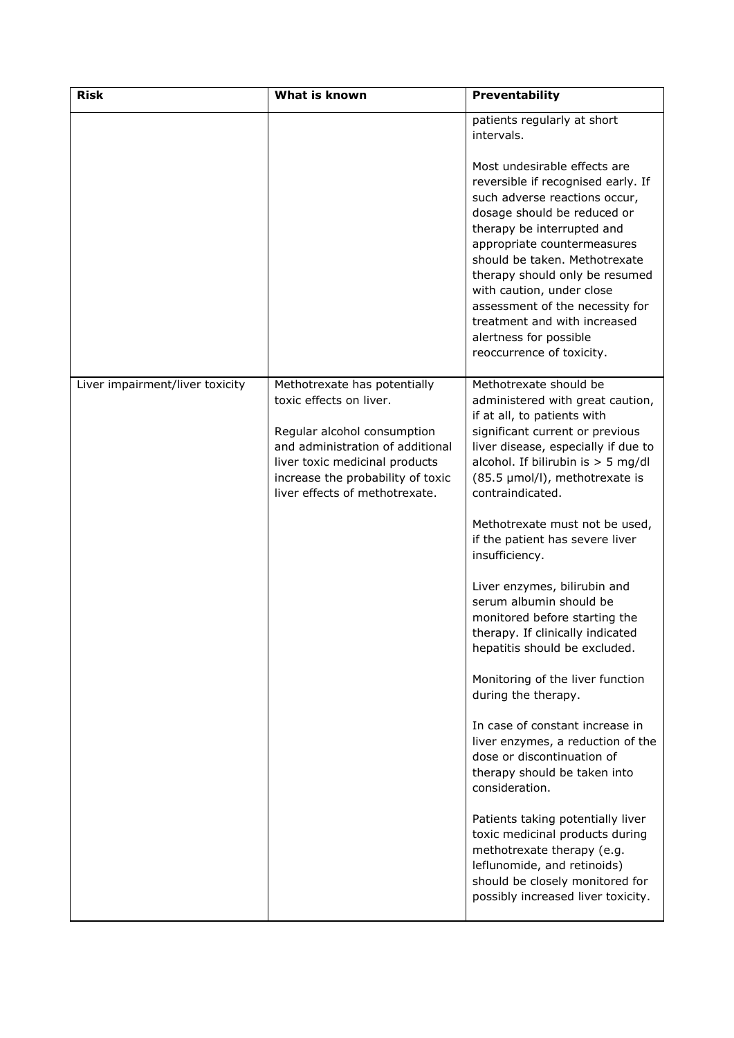| Risk | What is known | Preventability |
| --- | --- | --- |
| | | patients regularly at short intervals.<br><br>Most undesirable effects are reversible if recognised early. If such adverse reactions occur, dosage should be reduced or therapy be interrupted and appropriate countermeasures should be taken. Methotrexate therapy should only be resumed with caution, under close assessment of the necessity for treatment and with increased alertness for possible reoccurrence of toxicity. |
| Liver impairment/liver toxicity | Methotrexate has potentially toxic effects on liver.<br><br>Regular alcohol consumption and administration of additional liver toxic medicinal products increase the probability of toxic liver effects of methotrexate. | Methotrexate should be administered with great caution, if at all, to patients with significant current or previous liver disease, especially if due to alcohol. If bilirubin is > 5 mg/dl (85.5 µmol/l), methotrexate is contraindicated.<br><br>Methotrexate must not be used, if the patient has severe liver insufficiency.<br><br>Liver enzymes, bilirubin and serum albumin should be monitored before starting the therapy. If clinically indicated hepatitis should be excluded.<br><br>Monitoring of the liver function during the therapy.<br><br>In case of constant increase in liver enzymes, a reduction of the dose or discontinuation of therapy should be taken into consideration.<br><br>Patients taking potentially liver toxic medicinal products during methotrexate therapy (e.g. leflunomide, and retinoids) should be closely monitored for possibly increased liver toxicity. |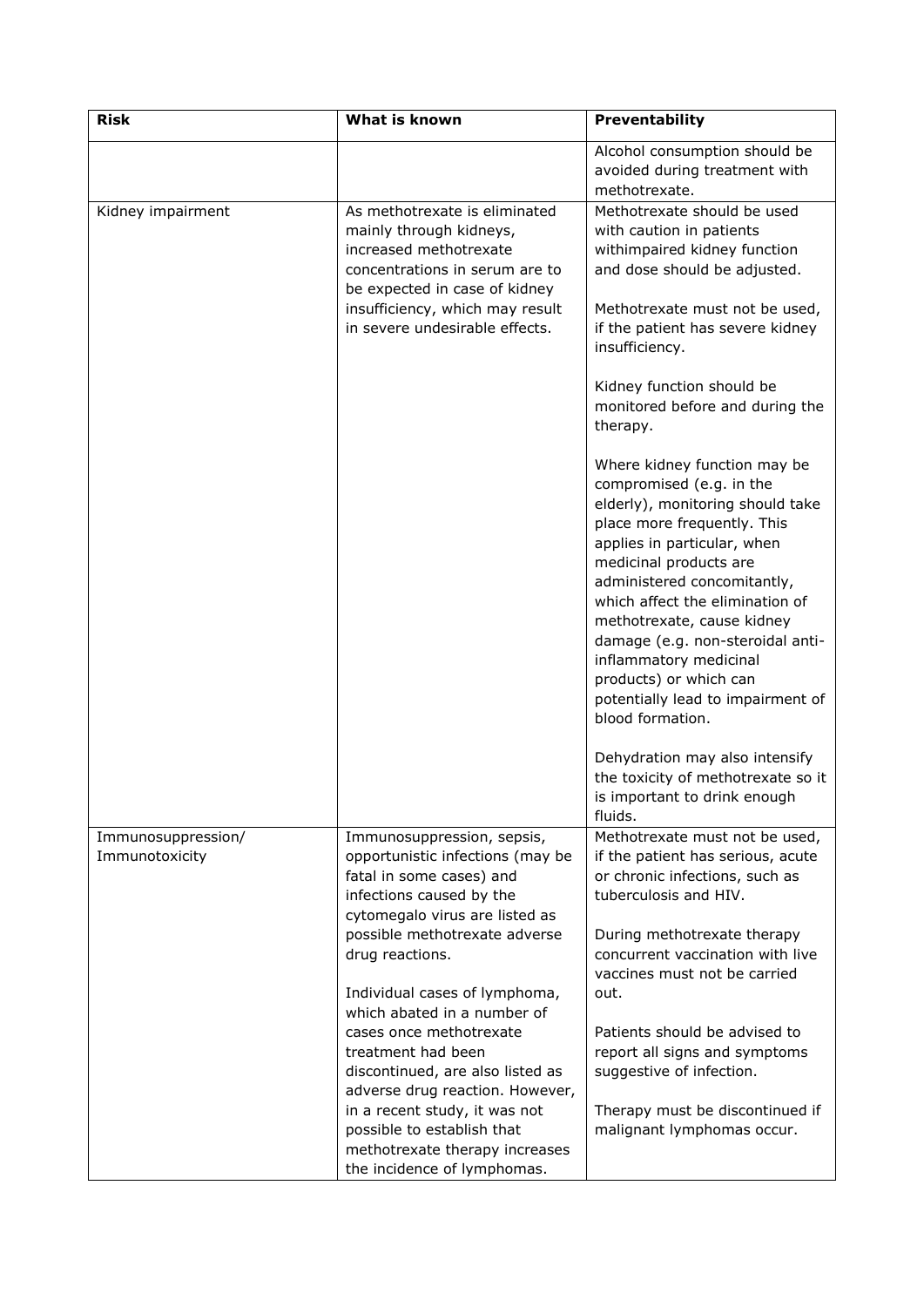| Risk | What is known | Preventability |
| --- | --- | --- |
| | | Alcohol consumption should be avoided during treatment with methotrexate. |
| Kidney impairment | As methotrexate is eliminated mainly through kidneys, increased methotrexate concentrations in serum are to be expected in case of kidney insufficiency, which may result in severe undesirable effects. | Methotrexate should be used with caution in patients withimpaired kidney function and dose should be adjusted.<br><br>Methotrexate must not be used, if the patient has severe kidney insufficiency.<br><br>Kidney function should be monitored before and during the therapy.<br><br>Where kidney function may be compromised (e.g. in the elderly), monitoring should take place more frequently. This applies in particular, when medicinal products are administered concomitantly, which affect the elimination of methotrexate, cause kidney damage (e.g. non-steroidal anti-inflammatory medicinal products) or which can potentially lead to impairment of blood formation.<br><br>Dehydration may also intensify the toxicity of methotrexate so it is important to drink enough fluids. |
| Immunosuppression/ Immunotoxicity | Immunosuppression, sepsis, opportunistic infections (may be fatal in some cases) and infections caused by the cytomegalo virus are listed as possible methotrexate adverse drug reactions.<br><br>Individual cases of lymphoma, which abated in a number of cases once methotrexate treatment had been discontinued, are also listed as adverse drug reaction. However, in a recent study, it was not possible to establish that methotrexate therapy increases the incidence of lymphomas. | Methotrexate must not be used, if the patient has serious, acute or chronic infections, such as tuberculosis and HIV.<br><br>During methotrexate therapy concurrent vaccination with live vaccines must not be carried out.<br><br>Patients should be advised to report all signs and symptoms suggestive of infection.<br><br>Therapy must be discontinued if malignant lymphomas occur. |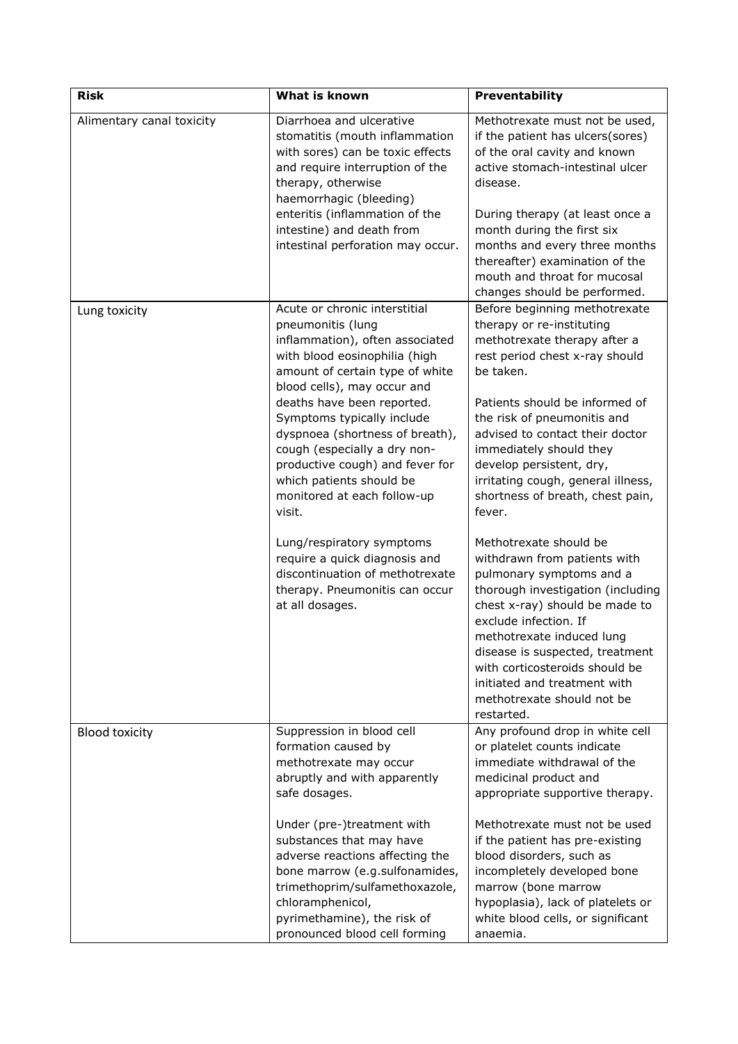| Risk | What is known | Preventability |
|---|---|---|
| Alimentary canal toxicity | Diarrhoea and ulcerative stomatitis (mouth inflammation with sores) can be toxic effects and require interruption of the therapy, otherwise haemorrhagic (bleeding) enteritis (inflammation of the intestine) and death from intestinal perforation may occur. | Methotrexate must not be used, if the patient has ulcers(sores) of the oral cavity and known active stomach-intestinal ulcer disease.<br><br>During therapy (at least once a month during the first six months and every three months thereafter) examination of the mouth and throat for mucosal changes should be performed. |
| Lung toxicity | Acute or chronic interstitial pneumonitis (lung inflammation), often associated with blood eosinophilia (high amount of certain type of white blood cells), may occur and deaths have been reported. Symptoms typically include dyspnoea (shortness of breath), cough (especially a dry non-productive cough) and fever for which patients should be monitored at each follow-up visit.<br><br>Lung/respiratory symptoms require a quick diagnosis and discontinuation of methotrexate therapy. Pneumonitis can occur at all dosages. | Before beginning methotrexate therapy or re-instituting methotrexate therapy after a rest period chest x-ray should be taken.<br><br>Patients should be informed of the risk of pneumonitis and advised to contact their doctor immediately should they develop persistent, dry, irritating cough, general illness, shortness of breath, chest pain, fever.<br><br>Methotrexate should be withdrawn from patients with pulmonary symptoms and a thorough investigation (including chest x-ray) should be made to exclude infection. If methotrexate induced lung disease is suspected, treatment with corticosteroids should be initiated and treatment with methotrexate should not be restarted. |
| Blood toxicity | Suppression in blood cell formation caused by methotrexate may occur abruptly and with apparently safe dosages.<br><br>Under (pre-)treatment with substances that may have adverse reactions affecting the bone marrow (e.g.sulfonamides, trimethoprim/sulfamethoxazole, chloramphenicol, pyrimethamine), the risk of pronounced blood cell forming | Any profound drop in white cell or platelet counts indicate immediate withdrawal of the medicinal product and appropriate supportive therapy.<br><br>Methotrexate must not be used if the patient has pre-existing blood disorders, such as incompletely developed bone marrow (bone marrow hypoplasia), lack of platelets or white blood cells, or significant anaemia. |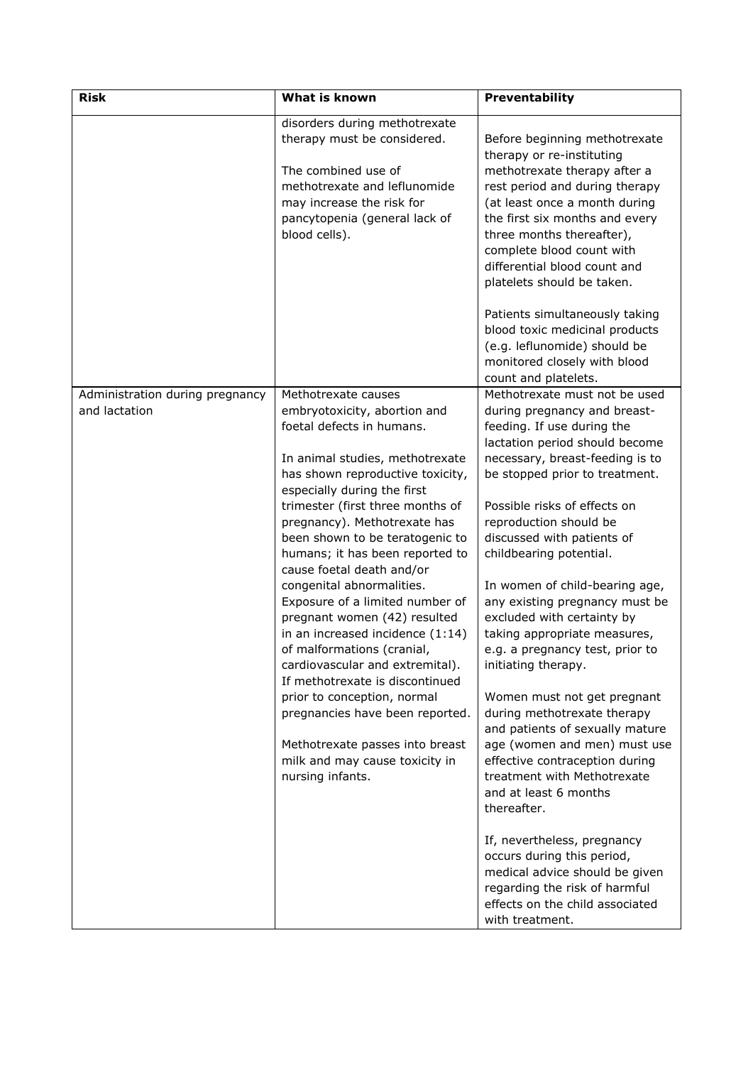| Risk | What is known | Preventability |
|---|---|---|
| | disorders during methotrexate therapy must be considered.<br><br>The combined use of methotrexate and leflunomide may increase the risk for pancytopenia (general lack of blood cells). | Before beginning methotrexate therapy or re-instituting methotrexate therapy after a rest period and during therapy (at least once a month during the first six months and every three months thereafter), complete blood count with differential blood count and platelets should be taken.<br><br>Patients simultaneously taking blood toxic medicinal products (e.g. leflunomide) should be monitored closely with blood count and platelets. |
| Administration during pregnancy and lactation | Methotrexate causes embryotoxicity, abortion and foetal defects in humans.<br><br>In animal studies, methotrexate has shown reproductive toxicity, especially during the first trimester (first three months of pregnancy). Methotrexate has been shown to be teratogenic to humans; it has been reported to cause foetal death and/or congenital abnormalities. Exposure of a limited number of pregnant women (42) resulted in an increased incidence (1:14) of malformations (cranial, cardiovascular and extremital). If methotrexate is discontinued prior to conception, normal pregnancies have been reported.<br><br>Methotrexate passes into breast milk and may cause toxicity in nursing infants. | Methotrexate must not be used during pregnancy and breast-feeding. If use during the lactation period should become necessary, breast-feeding is to be stopped prior to treatment.<br><br>Possible risks of effects on reproduction should be discussed with patients of childbearing potential.<br><br>In women of child-bearing age, any existing pregnancy must be excluded with certainty by taking appropriate measures, e.g. a pregnancy test, prior to initiating therapy.<br><br>Women must not get pregnant during methotrexate therapy and patients of sexually mature age (women and men) must use effective contraception during treatment with Methotrexate and at least 6 months thereafter.<br><br>If, nevertheless, pregnancy occurs during this period, medical advice should be given regarding the risk of harmful effects on the child associated with treatment. |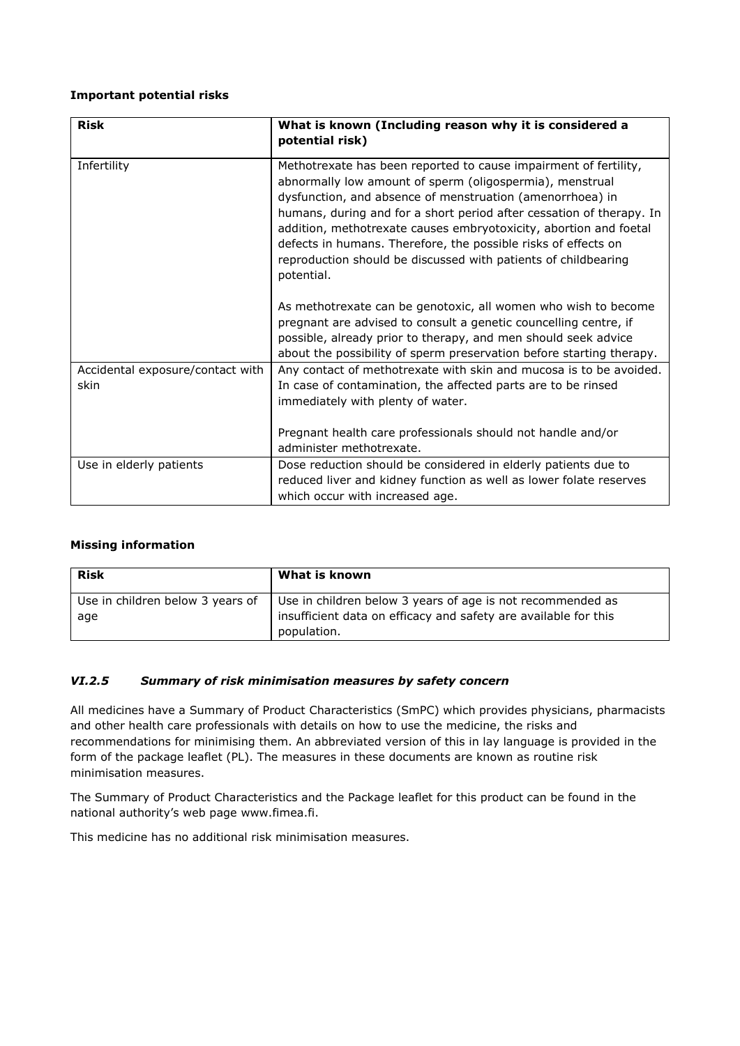**Important potential risks**

| Risk | What is known (Including reason why it is considered a potential risk) |
|---|---|
| Infertility | Methotrexate has been reported to cause impairment of fertility, abnormally low amount of sperm (oligospermia), menstrual dysfunction, and absence of menstruation (amenorrhoea) in humans, during and for a short period after cessation of therapy. In addition, methotrexate causes embryotoxicity, abortion and foetal defects in humans. Therefore, the possible risks of effects on reproduction should be discussed with patients of childbearing potential.<br><br>As methotrexate can be genotoxic, all women who wish to become pregnant are advised to consult a genetic councelling centre, if possible, already prior to therapy, and men should seek advice about the possibility of sperm preservation before starting therapy. |
| Accidental exposure/contact with skin | Any contact of methotrexate with skin and mucosa is to be avoided. In case of contamination, the affected parts are to be rinsed immediately with plenty of water.<br><br>Pregnant health care professionals should not handle and/or administer methotrexate. |
| Use in elderly patients | Dose reduction should be considered in elderly patients due to reduced liver and kidney function as well as lower folate reserves which occur with increased age. |

**Missing information**

| Risk | What is known |
|---|---|
| Use in children below 3 years of age | Use in children below 3 years of age is not recommended as insufficient data on efficacy and safety are available for this population. |

### *VI.2.5 Summary of risk minimisation measures by safety concern*

All medicines have a Summary of Product Characteristics (SmPC) which provides physicians, pharmacists and other health care professionals with details on how to use the medicine, the risks and recommendations for minimising them. An abbreviated version of this in lay language is provided in the form of the package leaflet (PL). The measures in these documents are known as routine risk minimisation measures.

The Summary of Product Characteristics and the Package leaflet for this product can be found in the national authority's web page www.fimea.fi.

This medicine has no additional risk minimisation measures.